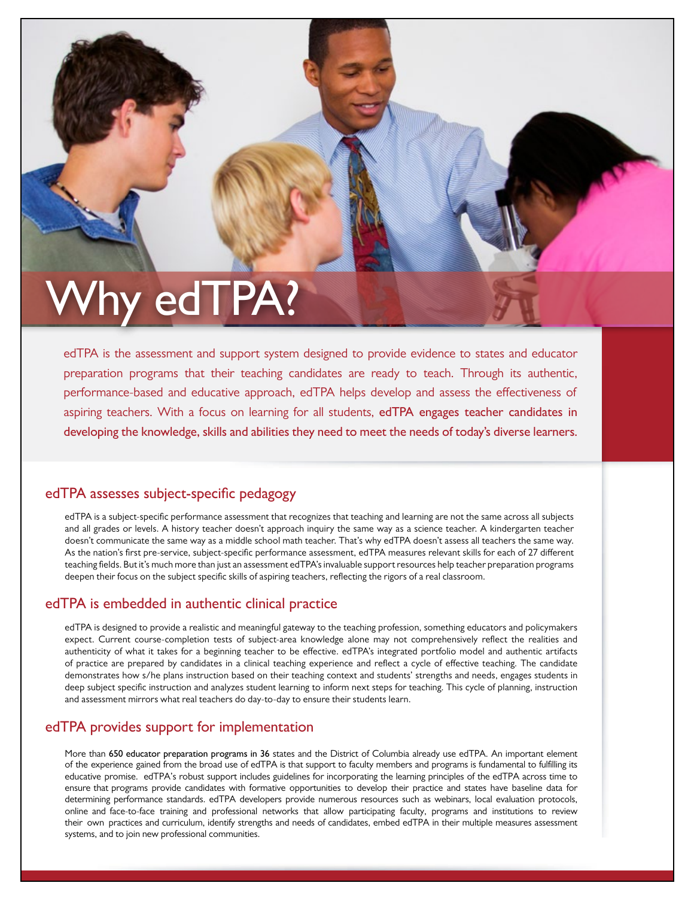# Why edTPA?

edTPA is the assessment and support system designed to provide evidence to states and educator preparation programs that their teaching candidates are ready to teach. Through its authentic, performance-based and educative approach, edTPA helps develop and assess the effectiveness of aspiring teachers. With a focus on learning for all students, **edTPA engages teacher candidates in developing the knowledge, skills and abilities they need to meet the needs of today's diverse learners.**

## edTPA assesses subject-specific pedagogy

edTPA is a subject-specific performance assessment that recognizes that teaching and learning are not the same across all subjects and all grades or levels. A history teacher doesn't approach inquiry the same way as a science teacher. A kindergarten teacher doesn't communicate the same way as a middle school math teacher. That's why edTPA doesn't assess all teachers the same way. As the nation's first pre-service, subject-specific performance assessment, edTPA measures relevant skills for each of 27 different teaching fields. But it's much more than just an assessment edTPA's invaluable support resources help teacher preparation programs deepen their focus on the subject specific skills of aspiring teachers, reflecting the rigors of a real classroom.

## edTPA is embedded in authentic clinical practice

edTPA is designed to provide a realistic and meaningful gateway to the teaching profession, something educators and policymakers expect. Current course-completion tests of subject-area knowledge alone may not comprehensively reflect the realities and authenticity of what it takes for a beginning teacher to be effective. edTPA's integrated portfolio model and authentic artifacts of practice are prepared by candidates in a clinical teaching experience and reflect a cycle of effective teaching. The candidate demonstrates how s/he plans instruction based on their teaching context and students' strengths and needs, engages students in deep subject specific instruction and analyzes student learning to inform next steps for teaching. This cycle of planning, instruction and assessment mirrors what real teachers do day-to-day to ensure their students learn.

## edTPA provides support for implementation

More than **650 educator preparation programs in 36** states and the District of Columbia already use edTPA. An important element of the experience gained from the broad use of edTPA is that support to faculty members and programs is fundamental to fulfilling its educative promise. edTPA's robust support includes guidelines for incorporating the learning principles of the edTPA across time to ensure that programs provide candidates with formative opportunities to develop their practice and states have baseline data for determining performance standards. edTPA developers provide numerous resources such as webinars, local evaluation protocols, online and face-to-face training and professional networks that allow participating faculty, programs and institutions to review their own practices and curriculum, identify strengths and needs of candidates, embed edTPA in their multiple measures assessment systems, and to join new professional communities.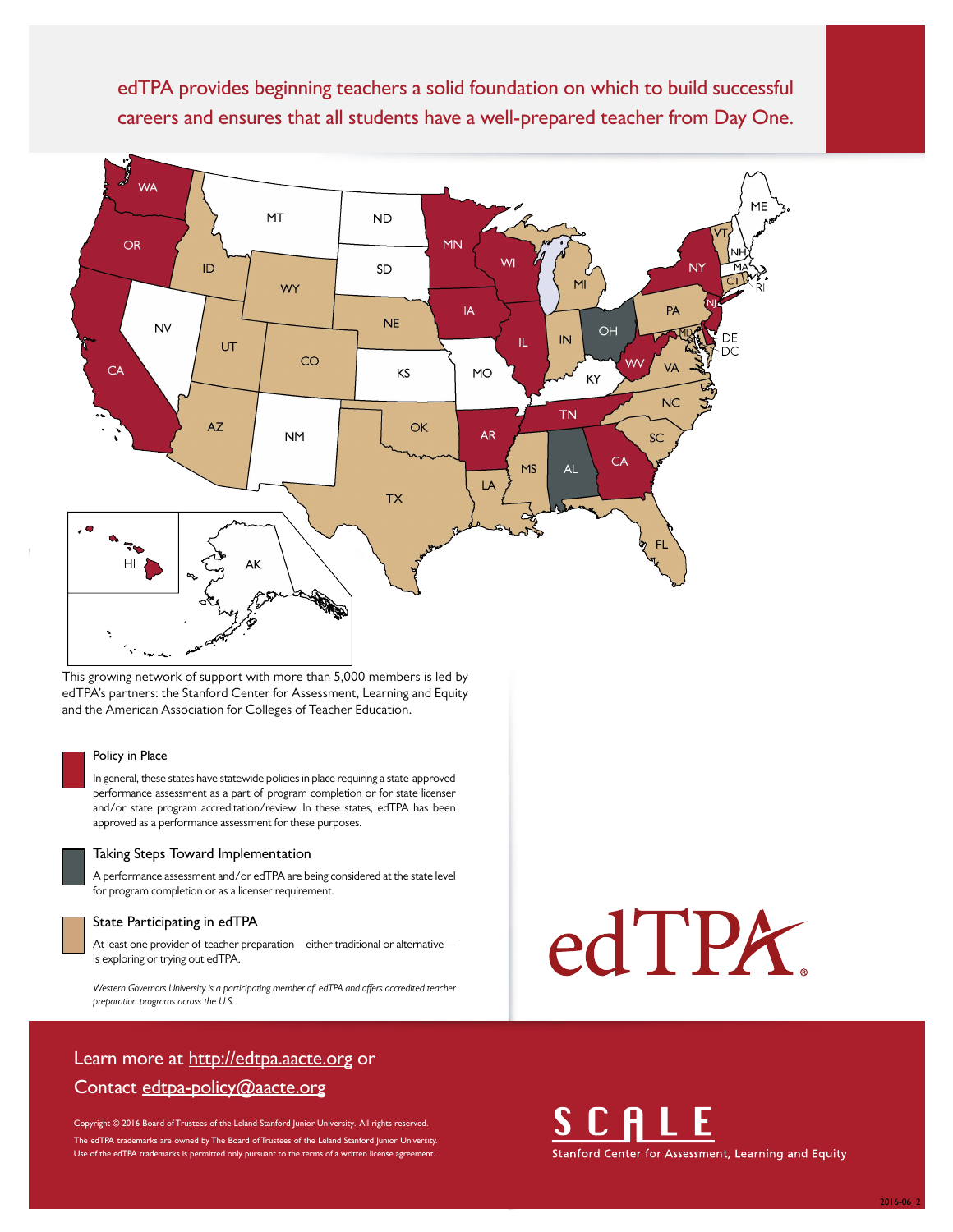edTPA provides beginning teachers a solid foundation on which to build successful careers and ensures that all students have a well-prepared teacher from Day One.

WA OR CA NV ID MT WY UT AZ CO NM ND SD NE KS OK TX MN IA MO AR LA WI IL MI IN OH KY TN MS AL GA FL SC NC VA WV PA NY VT NH ME MA CT RI NJ DE MD DC HI AK

This growing network of support with more than 5,000 members is led by edTPA's partners: the Stanford Center for Assessment, Learning and Equity and the American Association for Colleges of Teacher Education.

**Policy in Place**

In general, these states have statewide policies in place requiring a state-approved performance assessment as a part of program completion or for state licenser and/or state program accreditation/review. In these states, edTPA has been approved as a performance assessment for these purposes.

**Taking Steps Toward Implementation**

A performance assessment and/or edTPA are being considered at the state level for program completion or as a licenser requirement.

**State Participating in edTPA**

At least one provider of teacher preparation—either traditional or alternative—is exploring or trying out edTPA.

*Western Governors University is a participating member of edTPA and offers accredited teacher preparation programs across the U.S.*

edTPA®

Learn more at http://edtpa.aacte.org or
Contact edtpa-policy@aacte.org

Copyright © 2016 Board of Trustees of the Leland Stanford Junior University. All rights reserved.
The edTPA trademarks are owned by The Board of Trustees of the Leland Stanford Junior University. Use of the edTPA trademarks is permitted only pursuant to the terms of a written license agreement.

SCALE
Stanford Center for Assessment, Learning and Equity

2016-06_2